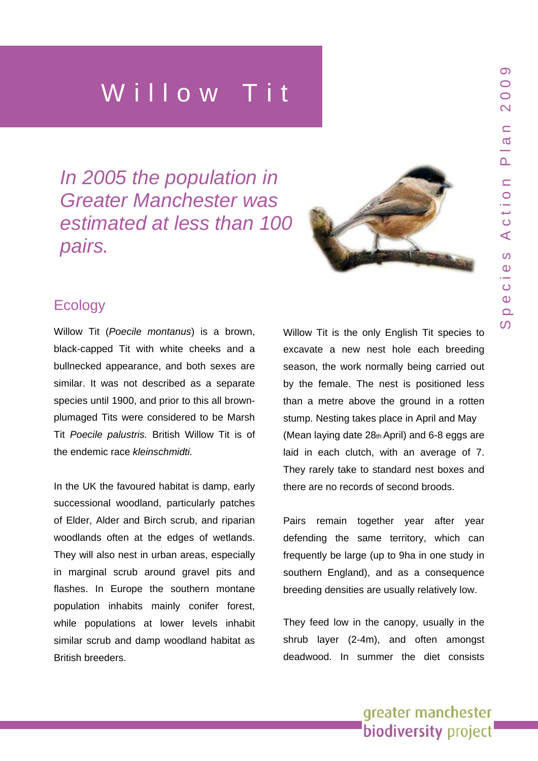# Willow Tit

*In 2005 the population in Greater Manchester was estimated at less than 100 pairs.*

## Ecology

Willow Tit (*Poecile montanus*) is a brown, black-capped Tit with white cheeks and a bullnecked appearance, and both sexes are similar. It was not described as a separate species until 1900, and prior to this all brown-plumaged Tits were considered to be Marsh Tit *Poecile palustris.* British Willow Tit is of the endemic race *kleinschmidti.*

In the UK the favoured habitat is damp, early successional woodland, particularly patches of Elder, Alder and Birch scrub, and riparian woodlands often at the edges of wetlands. They will also nest in urban areas, especially in marginal scrub around gravel pits and flashes. In Europe the southern montane population inhabits mainly conifer forest, while populations at lower levels inhabit similar scrub and damp woodland habitat as British breeders.

Willow Tit is the only English Tit species to excavate a new nest hole each breeding season, the work normally being carried out by the female. The nest is positioned less than a metre above the ground in a rotten stump. Nesting takes place in April and May (Mean laying date 28th April) and 6-8 eggs are laid in each clutch, with an average of 7. They rarely take to standard nest boxes and there are no records of second broods.

Pairs remain together year after year defending the same territory, which can frequently be large (up to 9ha in one study in southern England), and as a consequence breeding densities are usually relatively low.

They feed low in the canopy, usually in the shrub layer (2-4m), and often amongst deadwood. In summer the diet consists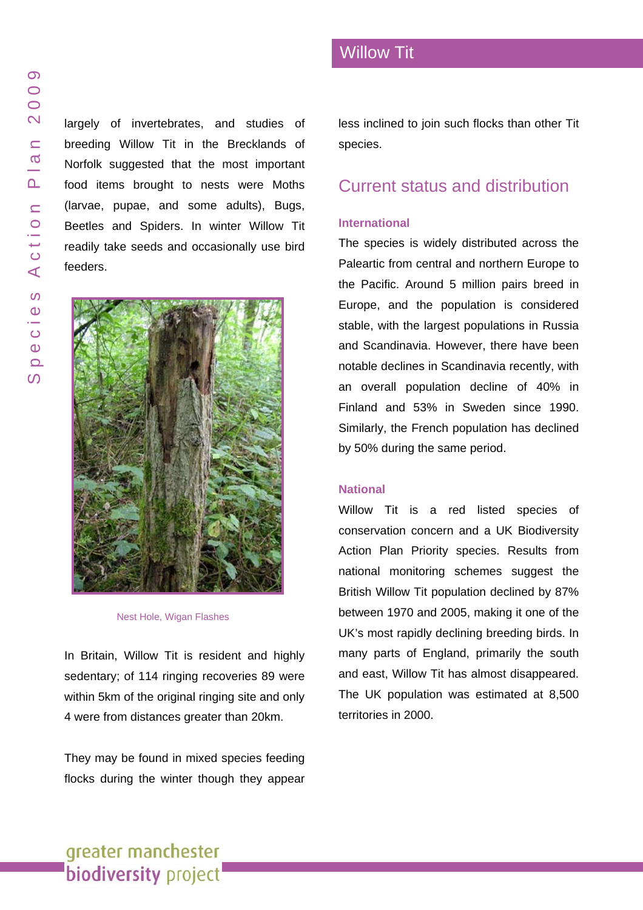largely of invertebrates, and studies of breeding Willow Tit in the Brecklands of Norfolk suggested that the most important food items brought to nests were Moths (larvae, pupae, and some adults), Bugs, Beetles and Spiders. In winter Willow Tit readily take seeds and occasionally use bird feeders.

Nest Hole, Wigan Flashes

In Britain, Willow Tit is resident and highly sedentary; of 114 ringing recoveries 89 were within 5km of the original ringing site and only 4 were from distances greater than 20km.

They may be found in mixed species feeding flocks during the winter though they appear less inclined to join such flocks than other Tit species.

## Current status and distribution

### International

The species is widely distributed across the Palearctic from central and northern Europe to the Pacific. Around 5 million pairs breed in Europe, and the population is considered stable, with the largest populations in Russia and Scandinavia. However, there have been notable declines in Scandinavia recently, with an overall population decline of 40% in Finland and 53% in Sweden since 1990. Similarly, the French population has declined by 50% during the same period.

### National

Willow Tit is a red listed species of conservation concern and a UK Biodiversity Action Plan Priority species. Results from national monitoring schemes suggest the British Willow Tit population declined by 87% between 1970 and 2005, making it one of the UK's most rapidly declining breeding birds. In many parts of England, primarily the south and east, Willow Tit has almost disappeared. The UK population was estimated at 8,500 territories in 2000.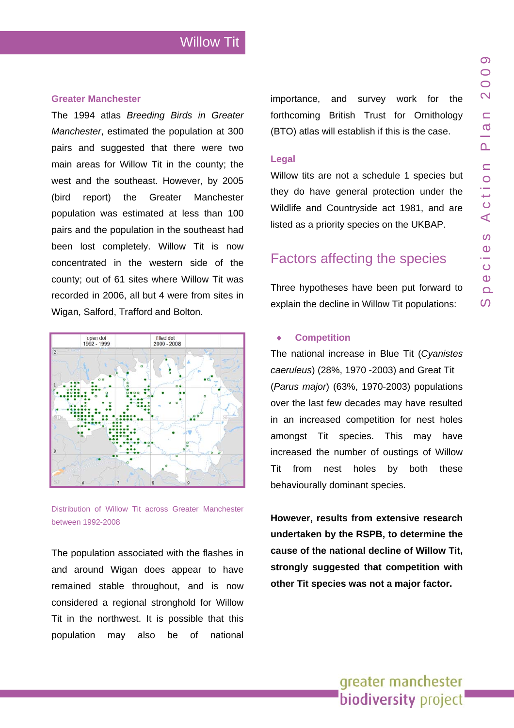### Greater Manchester

The 1994 atlas *Breeding Birds in Greater Manchester*, estimated the population at 300 pairs and suggested that there were two main areas for Willow Tit in the county; the west and the southeast. However, by 2005 (bird report) the Greater Manchester population was estimated at less than 100 pairs and the population in the southeast had been lost completely. Willow Tit is now concentrated in the western side of the county; out of 61 sites where Willow Tit was recorded in 2006, all but 4 were from sites in Wigan, Salford, Trafford and Bolton.

Distribution of Willow Tit across Greater Manchester between 1992-2008

The population associated with the flashes in and around Wigan does appear to have remained stable throughout, and is now considered a regional stronghold for Willow Tit in the northwest. It is possible that this population may also be of national importance, and survey work for the forthcoming British Trust for Ornithology (BTO) atlas will establish if this is the case.

### Legal

Willow tits are not a schedule 1 species but they do have general protection under the Wildlife and Countryside act 1981, and are listed as a priority species on the UKBAP.

## Factors affecting the species

Three hypotheses have been put forward to explain the decline in Willow Tit populations:

- **Competition**

The national increase in Blue Tit (*Cyanistes caeruleus*) (28%, 1970 -2003) and Great Tit (*Parus major*) (63%, 1970-2003) populations over the last few decades may have resulted in an increased competition for nest holes amongst Tit species. This may have increased the number of oustings of Willow Tit from nest holes by both these behaviourally dominant species.

**However, results from extensive research undertaken by the RSPB, to determine the cause of the national decline of Willow Tit, strongly suggested that competition with other Tit species was not a major factor.**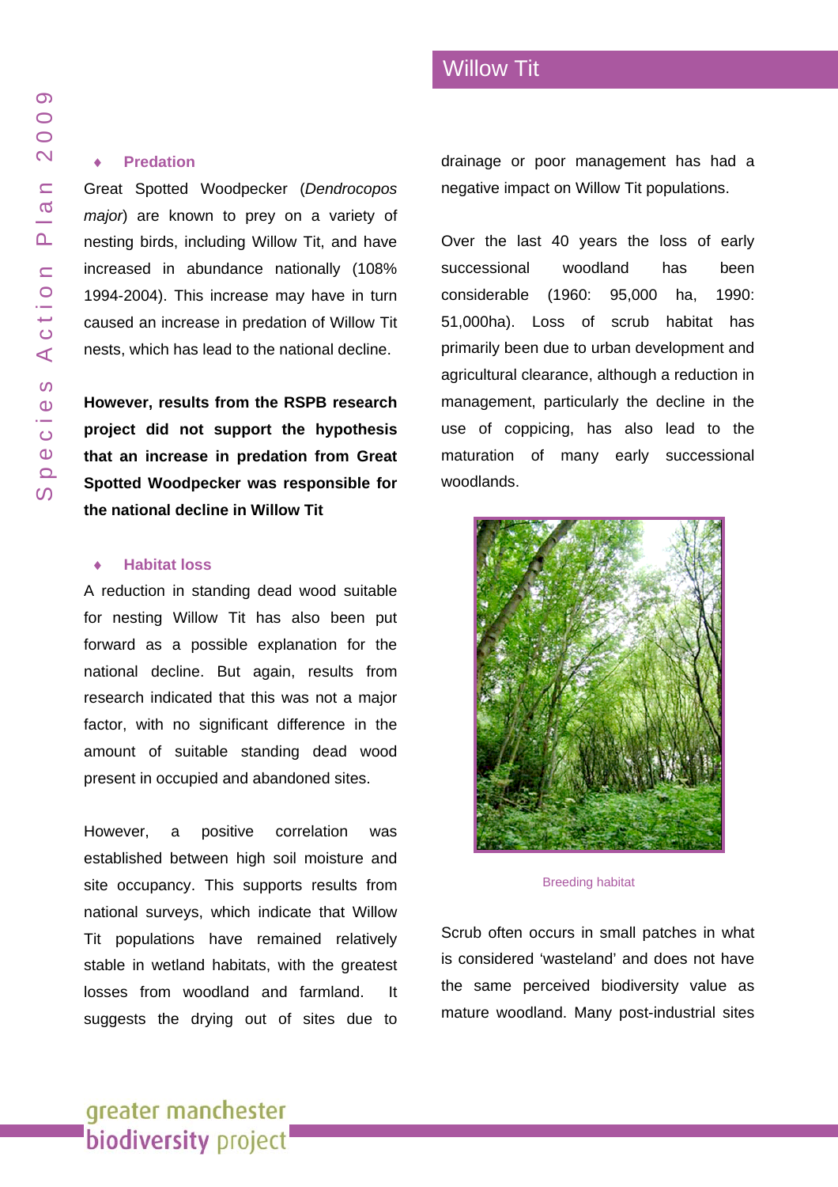## Predation

Great Spotted Woodpecker (*Dendrocopos major*) are known to prey on a variety of nesting birds, including Willow Tit, and have increased in abundance nationally (108% 1994-2004). This increase may have in turn caused an increase in predation of Willow Tit nests, which has lead to the national decline.

**However, results from the RSPB research project did not support the hypothesis that an increase in predation from Great Spotted Woodpecker was responsible for the national decline in Willow Tit**

## Habitat loss

A reduction in standing dead wood suitable for nesting Willow Tit has also been put forward as a possible explanation for the national decline. But again, results from research indicated that this was not a major factor, with no significant difference in the amount of suitable standing dead wood present in occupied and abandoned sites.

However, a positive correlation was established between high soil moisture and site occupancy. This supports results from national surveys, which indicate that Willow Tit populations have remained relatively stable in wetland habitats, with the greatest losses from woodland and farmland. It suggests the drying out of sites due to drainage or poor management has had a negative impact on Willow Tit populations.

Over the last 40 years the loss of early successional woodland has been considerable (1960: 95,000 ha, 1990: 51,000ha). Loss of scrub habitat has primarily been due to urban development and agricultural clearance, although a reduction in management, particularly the decline in the use of coppicing, has also lead to the maturation of many early successional woodlands.

Breeding habitat

Scrub often occurs in small patches in what is considered 'wasteland' and does not have the same perceived biodiversity value as mature woodland. Many post-industrial sites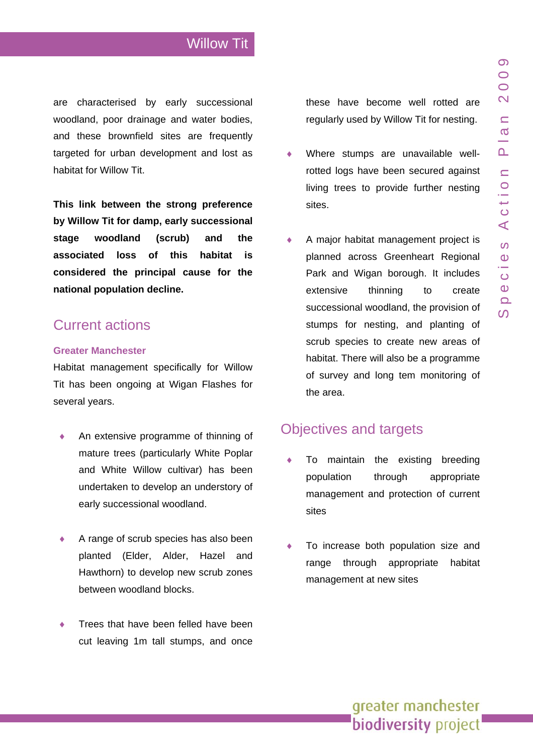are characterised by early successional woodland, poor drainage and water bodies, and these brownfield sites are frequently targeted for urban development and lost as habitat for Willow Tit.

**This link between the strong preference by Willow Tit for damp, early successional stage woodland (scrub) and the associated loss of this habitat is considered the principal cause for the national population decline.**

## Current actions

### Greater Manchester

Habitat management specifically for Willow Tit has been ongoing at Wigan Flashes for several years.

- An extensive programme of thinning of mature trees (particularly White Poplar and White Willow cultivar) has been undertaken to develop an understory of early successional woodland.
- A range of scrub species has also been planted (Elder, Alder, Hazel and Hawthorn) to develop new scrub zones between woodland blocks.
- Trees that have been felled have been cut leaving 1m tall stumps, and once these have become well rotted are regularly used by Willow Tit for nesting.
- Where stumps are unavailable well-rotted logs have been secured against living trees to provide further nesting sites.
- A major habitat management project is planned across Greenheart Regional Park and Wigan borough. It includes extensive thinning to create successional woodland, the provision of stumps for nesting, and planting of scrub species to create new areas of habitat. There will also be a programme of survey and long tem monitoring of the area.

## Objectives and targets

- To maintain the existing breeding population through appropriate management and protection of current sites
- To increase both population size and range through appropriate habitat management at new sites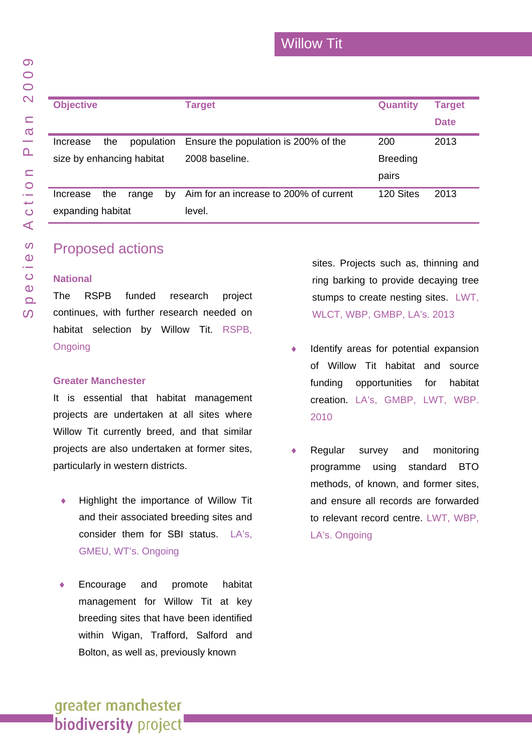# Willow Tit

| Objective | Target | Quantity | Target Date |
|---|---|---|---|
| Increase the population size by enhancing habitat | Ensure the population is 200% of the 2008 baseline. | 200 Breeding pairs | 2013 |
| Increase the range by expanding habitat | Aim for an increase to 200% of current level. | 120 Sites | 2013 |

## Proposed actions

### National

The RSPB funded research project continues, with further research needed on habitat selection by Willow Tit. RSPB, Ongoing

### Greater Manchester

It is essential that habitat management projects are undertaken at all sites where Willow Tit currently breed, and that similar projects are also undertaken at former sites, particularly in western districts.

- Highlight the importance of Willow Tit and their associated breeding sites and consider them for SBI status. LA's, GMEU, WT's. Ongoing

- Encourage and promote habitat management for Willow Tit at key breeding sites that have been identified within Wigan, Trafford, Salford and Bolton, as well as, previously known sites. Projects such as, thinning and ring barking to provide decaying tree stumps to create nesting sites. LWT, WLCT, WBP, GMBP, LA's. 2013

- Identify areas for potential expansion of Willow Tit habitat and source funding opportunities for habitat creation. LA's, GMBP, LWT, WBP. 2010

- Regular survey and monitoring programme using standard BTO methods, of known, and former sites, and ensure all records are forwarded to relevant record centre. LWT, WBP, LA's. Ongoing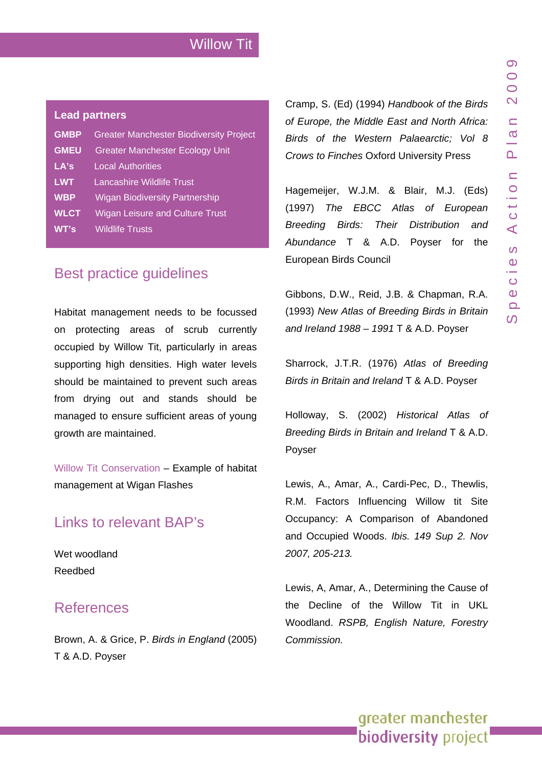## Lead partners

| | |
|---|---|
| **GMBP** | Greater Manchester Biodiversity Project |
| **GMEU** | Greater Manchester Ecology Unit |
| **LA's** | Local Authorities |
| **LWT** | Lancashire Wildlife Trust |
| **WBP** | Wigan Biodiversity Partnership |
| **WLCT** | Wigan Leisure and Culture Trust |
| **WT's** | Wildlife Trusts |

## Best practice guidelines

Habitat management needs to be focussed on protecting areas of scrub currently occupied by Willow Tit, particularly in areas supporting high densities. High water levels should be maintained to prevent such areas from drying out and stands should be managed to ensure sufficient areas of young growth are maintained.

Willow Tit Conservation – Example of habitat management at Wigan Flashes

## Links to relevant BAP's

Wet woodland
Reedbed

## References

Brown, A. & Grice, P. *Birds in England* (2005) T & A.D. Poyser

Cramp, S. (Ed) (1994) *Handbook of the Birds of Europe, the Middle East and North Africa: Birds of the Western Palaearctic; Vol 8 Crows to Finches* Oxford University Press

Hagemeijer, W.J.M. & Blair, M.J. (Eds) (1997) *The EBCC Atlas of European Breeding Birds: Their Distribution and Abundance* T & A.D. Poyser for the European Birds Council

Gibbons, D.W., Reid, J.B. & Chapman, R.A. (1993) *New Atlas of Breeding Birds in Britain and Ireland 1988 – 1991* T & A.D. Poyser

Sharrock, J.T.R. (1976) *Atlas of Breeding Birds in Britain and Ireland* T & A.D. Poyser

Holloway, S. (2002) *Historical Atlas of Breeding Birds in Britain and Ireland* T & A.D. Poyser

Lewis, A., Amar, A., Cardi-Pec, D., Thewlis, R.M. Factors Influencing Willow tit Site Occupancy: A Comparison of Abandoned and Occupied Woods. *Ibis. 149 Sup 2. Nov 2007, 205-213.*

Lewis, A, Amar, A., Determining the Cause of the Decline of the Willow Tit in UKL Woodland. *RSPB, English Nature, Forestry Commission.*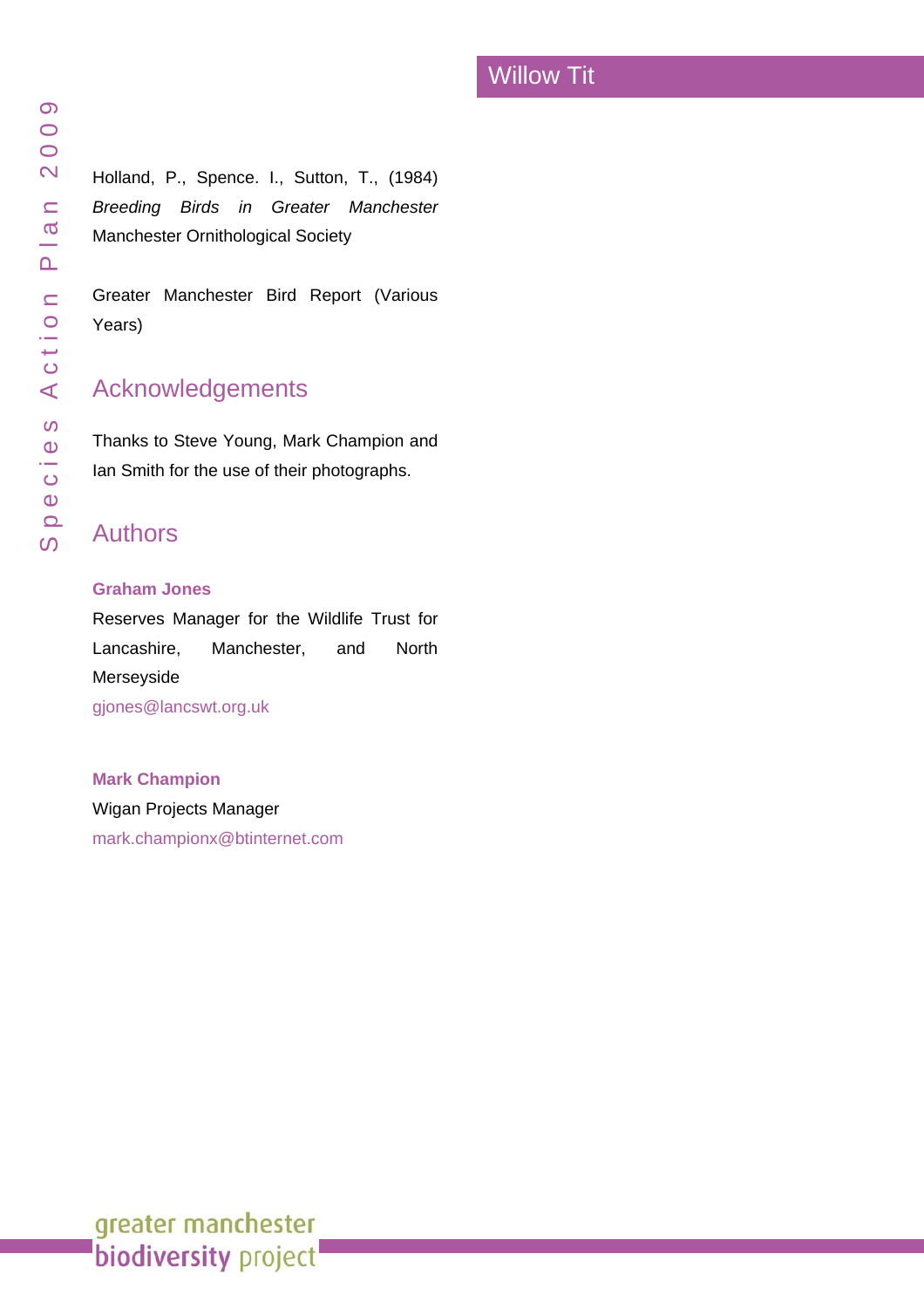Holland, P., Spence. I., Sutton, T., (1984) *Breeding Birds in Greater Manchester* Manchester Ornithological Society

Greater Manchester Bird Report (Various Years)

## Acknowledgements

Thanks to Steve Young, Mark Champion and Ian Smith for the use of their photographs.

## Authors

**Graham Jones**

Reserves Manager for the Wildlife Trust for Lancashire, Manchester, and North Merseyside

gjones@lancswt.org.uk

**Mark Champion**

Wigan Projects Manager

mark.championx@btinternet.com